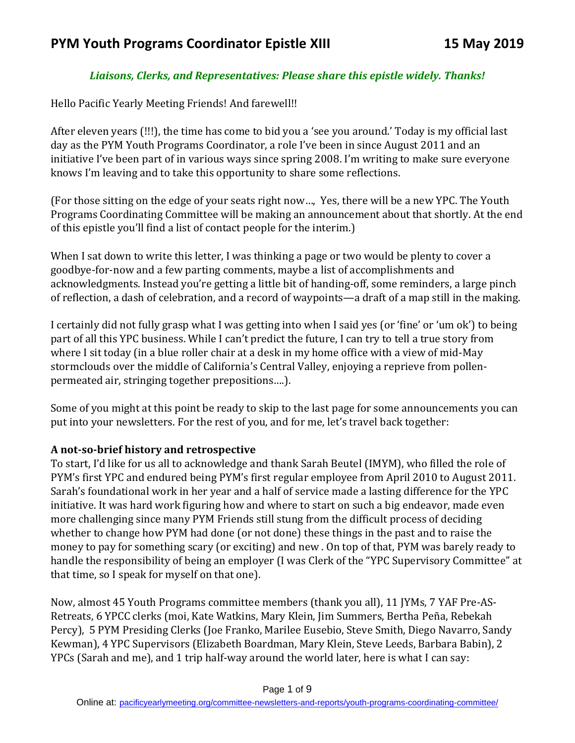# PYM Youth Programs Coordinator Epistle XIII 15 May 2019

***Liaisons, Clerks, and Representatives: Please share this epistle widely. Thanks!***

Hello Pacific Yearly Meeting Friends! And farewell!!

After eleven years (!!!), the time has come to bid you a 'see you around.' Today is my official last day as the PYM Youth Programs Coordinator, a role I've been in since August 2011 and an initiative I've been part of in various ways since spring 2008. I'm writing to make sure everyone knows I'm leaving and to take this opportunity to share some reflections.

(For those sitting on the edge of your seats right now…, Yes, there will be a new YPC. The Youth Programs Coordinating Committee will be making an announcement about that shortly. At the end of this epistle you'll find a list of contact people for the interim.)

When I sat down to write this letter, I was thinking a page or two would be plenty to cover a goodbye-for-now and a few parting comments, maybe a list of accomplishments and acknowledgments. Instead you're getting a little bit of handing-off, some reminders, a large pinch of reflection, a dash of celebration, and a record of waypoints—a draft of a map still in the making.

I certainly did not fully grasp what I was getting into when I said yes (or 'fine' or 'um ok') to being part of all this YPC business. While I can't predict the future, I can try to tell a true story from where I sit today (in a blue roller chair at a desk in my home office with a view of mid-May stormclouds over the middle of California's Central Valley, enjoying a reprieve from pollen-permeated air, stringing together prepositions….).

Some of you might at this point be ready to skip to the last page for some announcements you can put into your newsletters. For the rest of you, and for me, let's travel back together:

**A not-so-brief history and retrospective**

To start, I'd like for us all to acknowledge and thank Sarah Beutel (IMYM), who filled the role of PYM's first YPC and endured being PYM's first regular employee from April 2010 to August 2011. Sarah's foundational work in her year and a half of service made a lasting difference for the YPC initiative. It was hard work figuring how and where to start on such a big endeavor, made even more challenging since many PYM Friends still stung from the difficult process of deciding whether to change how PYM had done (or not done) these things in the past and to raise the money to pay for something scary (or exciting) and new . On top of that, PYM was barely ready to handle the responsibility of being an employer (I was Clerk of the "YPC Supervisory Committee" at that time, so I speak for myself on that one).

Now, almost 45 Youth Programs committee members (thank you all), 11 JYMs, 7 YAF Pre-AS-Retreats, 6 YPCC clerks (moi, Kate Watkins, Mary Klein, Jim Summers, Bertha Peña, Rebekah Percy), 5 PYM Presiding Clerks (Joe Franko, Marilee Eusebio, Steve Smith, Diego Navarro, Sandy Kewman), 4 YPC Supervisors (Elizabeth Boardman, Mary Klein, Steve Leeds, Barbara Babin), 2 YPCs (Sarah and me), and 1 trip half-way around the world later, here is what I can say: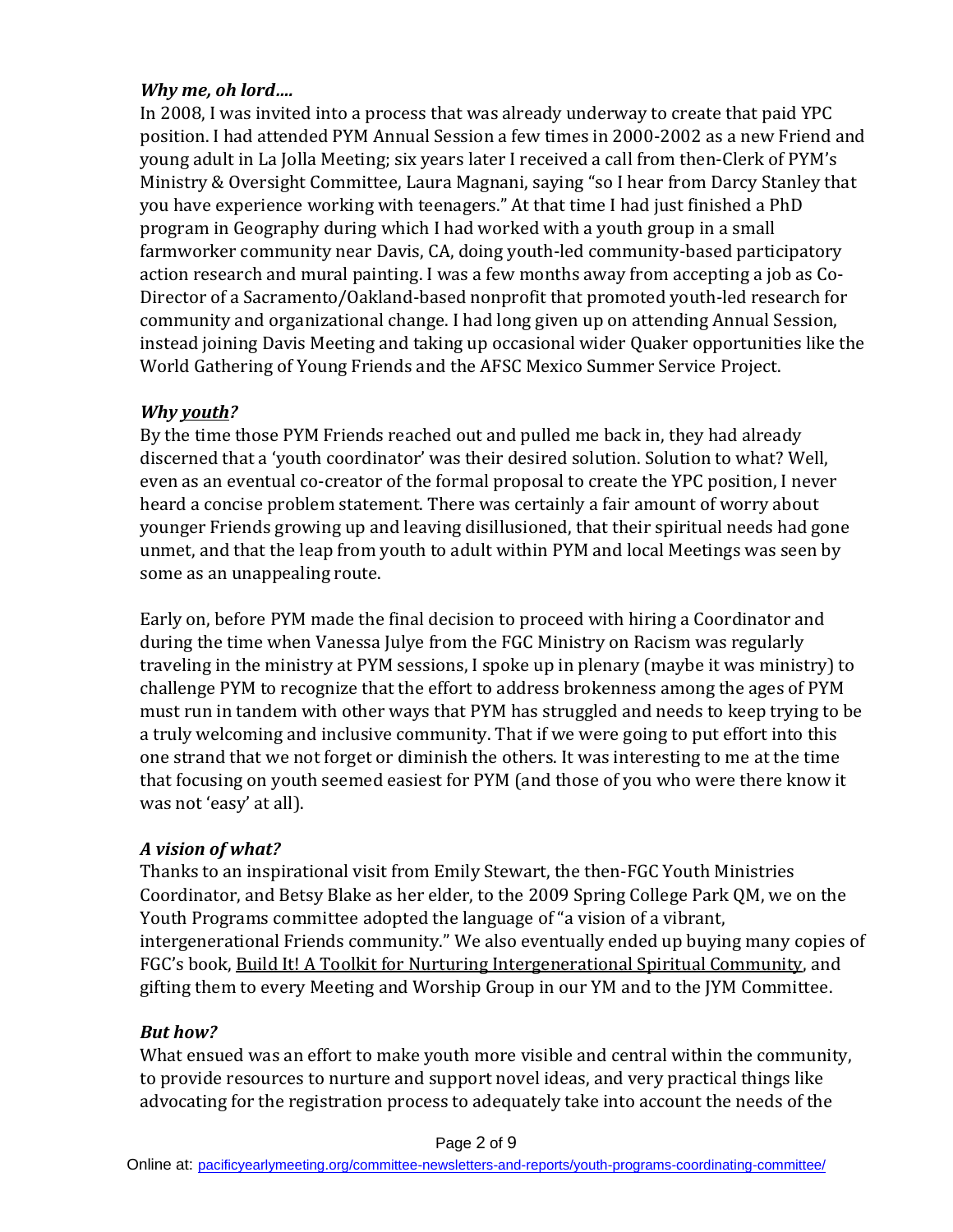### *Why me, oh lord….*

In 2008, I was invited into a process that was already underway to create that paid YPC position. I had attended PYM Annual Session a few times in 2000-2002 as a new Friend and young adult in La Jolla Meeting; six years later I received a call from then-Clerk of PYM's Ministry & Oversight Committee, Laura Magnani, saying "so I hear from Darcy Stanley that you have experience working with teenagers." At that time I had just finished a PhD program in Geography during which I had worked with a youth group in a small farmworker community near Davis, CA, doing youth-led community-based participatory action research and mural painting. I was a few months away from accepting a job as Co-Director of a Sacramento/Oakland-based nonprofit that promoted youth-led research for community and organizational change. I had long given up on attending Annual Session, instead joining Davis Meeting and taking up occasional wider Quaker opportunities like the World Gathering of Young Friends and the AFSC Mexico Summer Service Project.

### *Why <u>youth</u>?*

By the time those PYM Friends reached out and pulled me back in, they had already discerned that a 'youth coordinator' was their desired solution. Solution to what? Well, even as an eventual co-creator of the formal proposal to create the YPC position, I never heard a concise problem statement. There was certainly a fair amount of worry about younger Friends growing up and leaving disillusioned, that their spiritual needs had gone unmet, and that the leap from youth to adult within PYM and local Meetings was seen by some as an unappealing route.

Early on, before PYM made the final decision to proceed with hiring a Coordinator and during the time when Vanessa Julye from the FGC Ministry on Racism was regularly traveling in the ministry at PYM sessions, I spoke up in plenary (maybe it was ministry) to challenge PYM to recognize that the effort to address brokenness among the ages of PYM must run in tandem with other ways that PYM has struggled and needs to keep trying to be a truly welcoming and inclusive community. That if we were going to put effort into this one strand that we not forget or diminish the others. It was interesting to me at the time that focusing on youth seemed easiest for PYM (and those of you who were there know it was not 'easy' at all).

### *A vision of what?*

Thanks to an inspirational visit from Emily Stewart, the then-FGC Youth Ministries Coordinator, and Betsy Blake as her elder, to the 2009 Spring College Park QM, we on the Youth Programs committee adopted the language of "a vision of a vibrant, intergenerational Friends community." We also eventually ended up buying many copies of FGC's book, <u>Build It! A Toolkit for Nurturing Intergenerational Spiritual Community</u>, and gifting them to every Meeting and Worship Group in our YM and to the JYM Committee.

### *But how?*

What ensued was an effort to make youth more visible and central within the community, to provide resources to nurture and support novel ideas, and very practical things like advocating for the registration process to adequately take into account the needs of the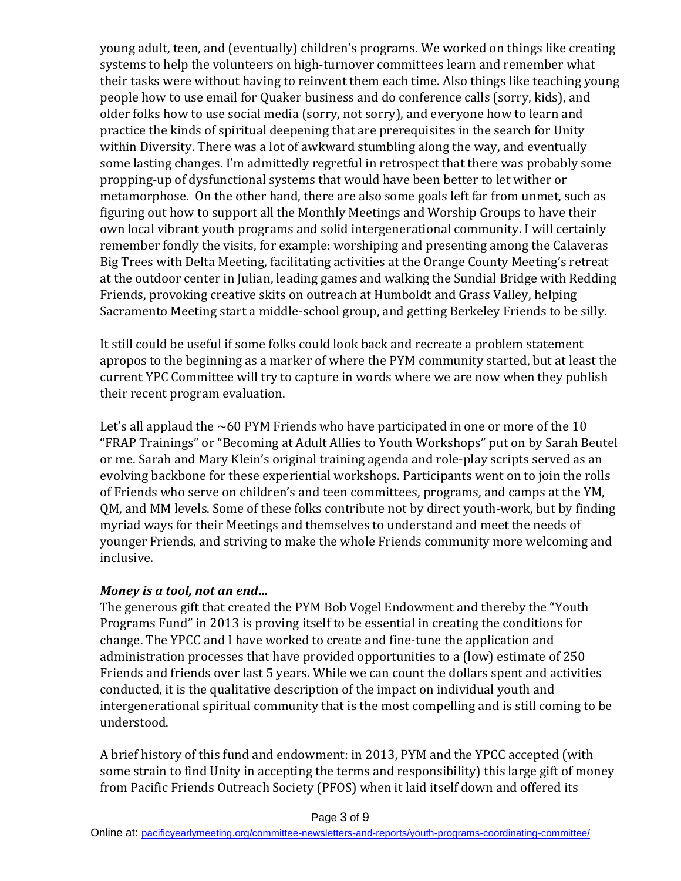young adult, teen, and (eventually) children's programs. We worked on things like creating systems to help the volunteers on high-turnover committees learn and remember what their tasks were without having to reinvent them each time. Also things like teaching young people how to use email for Quaker business and do conference calls (sorry, kids), and older folks how to use social media (sorry, not sorry), and everyone how to learn and practice the kinds of spiritual deepening that are prerequisites in the search for Unity within Diversity. There was a lot of awkward stumbling along the way, and eventually some lasting changes. I'm admittedly regretful in retrospect that there was probably some propping-up of dysfunctional systems that would have been better to let wither or metamorphose. On the other hand, there are also some goals left far from unmet, such as figuring out how to support all the Monthly Meetings and Worship Groups to have their own local vibrant youth programs and solid intergenerational community. I will certainly remember fondly the visits, for example: worshiping and presenting among the Calaveras Big Trees with Delta Meeting, facilitating activities at the Orange County Meeting's retreat at the outdoor center in Julian, leading games and walking the Sundial Bridge with Redding Friends, provoking creative skits on outreach at Humboldt and Grass Valley, helping Sacramento Meeting start a middle-school group, and getting Berkeley Friends to be silly.

It still could be useful if some folks could look back and recreate a problem statement apropos to the beginning as a marker of where the PYM community started, but at least the current YPC Committee will try to capture in words where we are now when they publish their recent program evaluation.

Let's all applaud the ~60 PYM Friends who have participated in one or more of the 10 "FRAP Trainings" or "Becoming at Adult Allies to Youth Workshops" put on by Sarah Beutel or me. Sarah and Mary Klein's original training agenda and role-play scripts served as an evolving backbone for these experiential workshops. Participants went on to join the rolls of Friends who serve on children's and teen committees, programs, and camps at the YM, QM, and MM levels. Some of these folks contribute not by direct youth-work, but by finding myriad ways for their Meetings and themselves to understand and meet the needs of younger Friends, and striving to make the whole Friends community more welcoming and inclusive.

***Money is a tool, not an end…***

The generous gift that created the PYM Bob Vogel Endowment and thereby the "Youth Programs Fund" in 2013 is proving itself to be essential in creating the conditions for change. The YPCC and I have worked to create and fine-tune the application and administration processes that have provided opportunities to a (low) estimate of 250 Friends and friends over last 5 years. While we can count the dollars spent and activities conducted, it is the qualitative description of the impact on individual youth and intergenerational spiritual community that is the most compelling and is still coming to be understood.

A brief history of this fund and endowment: in 2013, PYM and the YPCC accepted (with some strain to find Unity in accepting the terms and responsibility) this large gift of money from Pacific Friends Outreach Society (PFOS) when it laid itself down and offered its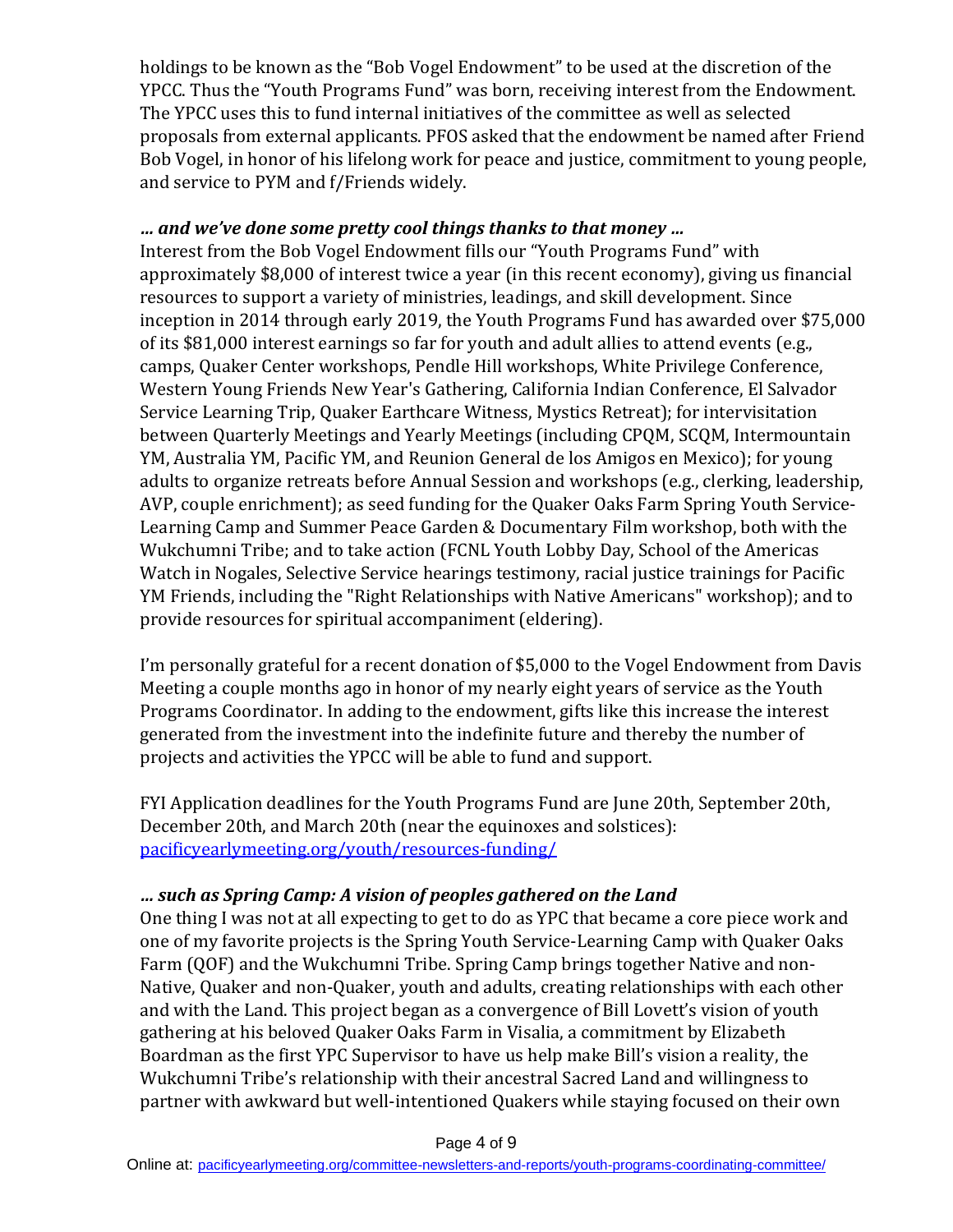holdings to be known as the "Bob Vogel Endowment" to be used at the discretion of the YPCC. Thus the "Youth Programs Fund" was born, receiving interest from the Endowment. The YPCC uses this to fund internal initiatives of the committee as well as selected proposals from external applicants. PFOS asked that the endowment be named after Friend Bob Vogel, in honor of his lifelong work for peace and justice, commitment to young people, and service to PYM and f/Friends widely.

### *… and we've done some pretty cool things thanks to that money …*

Interest from the Bob Vogel Endowment fills our "Youth Programs Fund" with approximately $8,000 of interest twice a year (in this recent economy), giving us financial resources to support a variety of ministries, leadings, and skill development. Since inception in 2014 through early 2019, the Youth Programs Fund has awarded over $75,000 of its $81,000 interest earnings so far for youth and adult allies to attend events (e.g., camps, Quaker Center workshops, Pendle Hill workshops, White Privilege Conference, Western Young Friends New Year's Gathering, California Indian Conference, El Salvador Service Learning Trip, Quaker Earthcare Witness, Mystics Retreat); for intervisitation between Quarterly Meetings and Yearly Meetings (including CPQM, SCQM, Intermountain YM, Australia YM, Pacific YM, and Reunion General de los Amigos en Mexico); for young adults to organize retreats before Annual Session and workshops (e.g., clerking, leadership, AVP, couple enrichment); as seed funding for the Quaker Oaks Farm Spring Youth Service-Learning Camp and Summer Peace Garden & Documentary Film workshop, both with the Wukchumni Tribe; and to take action (FCNL Youth Lobby Day, School of the Americas Watch in Nogales, Selective Service hearings testimony, racial justice trainings for Pacific YM Friends, including the "Right Relationships with Native Americans" workshop); and to provide resources for spiritual accompaniment (eldering).

I'm personally grateful for a recent donation of $5,000 to the Vogel Endowment from Davis Meeting a couple months ago in honor of my nearly eight years of service as the Youth Programs Coordinator. In adding to the endowment, gifts like this increase the interest generated from the investment into the indefinite future and thereby the number of projects and activities the YPCC will be able to fund and support.

FYI Application deadlines for the Youth Programs Fund are June 20th, September 20th, December 20th, and March 20th (near the equinoxes and solstices): [pacificyearlymeeting.org/youth/resources-funding/](pacificyearlymeeting.org/youth/resources-funding/)

### *… such as Spring Camp: A vision of peoples gathered on the Land*

One thing I was not at all expecting to get to do as YPC that became a core piece work and one of my favorite projects is the Spring Youth Service-Learning Camp with Quaker Oaks Farm (QOF) and the Wukchumni Tribe. Spring Camp brings together Native and non-Native, Quaker and non-Quaker, youth and adults, creating relationships with each other and with the Land. This project began as a convergence of Bill Lovett's vision of youth gathering at his beloved Quaker Oaks Farm in Visalia, a commitment by Elizabeth Boardman as the first YPC Supervisor to have us help make Bill's vision a reality, the Wukchumni Tribe's relationship with their ancestral Sacred Land and willingness to partner with awkward but well-intentioned Quakers while staying focused on their own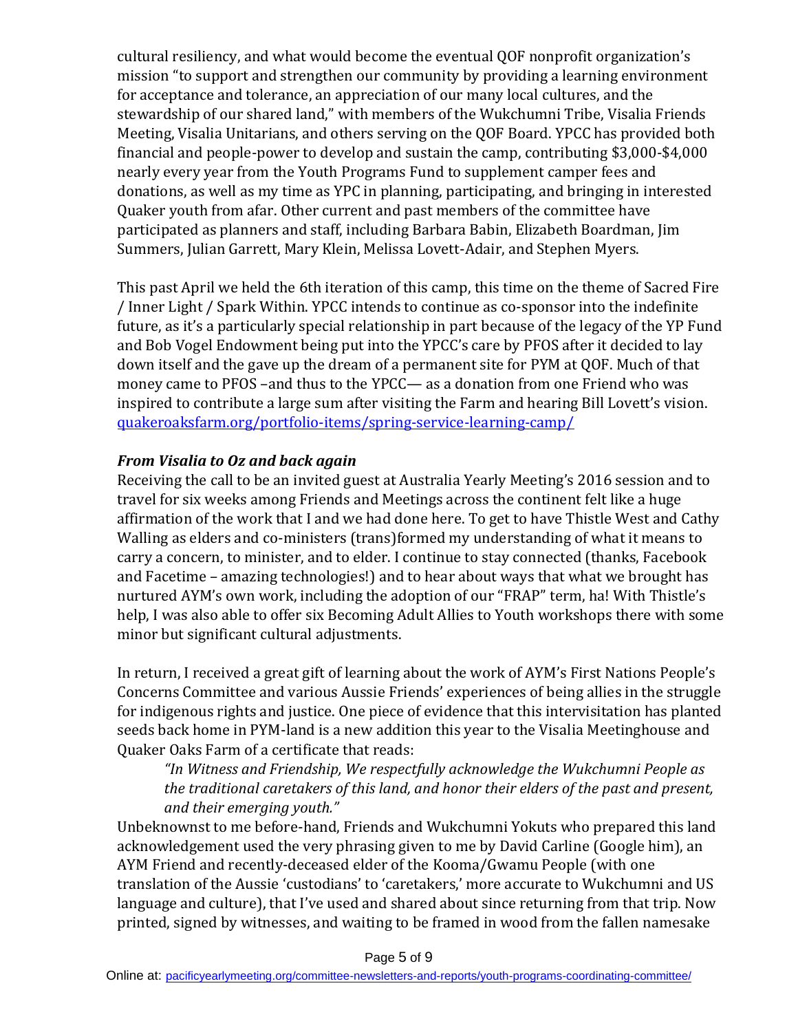cultural resiliency, and what would become the eventual QOF nonprofit organization's mission "to support and strengthen our community by providing a learning environment for acceptance and tolerance, an appreciation of our many local cultures, and the stewardship of our shared land," with members of the Wukchumni Tribe, Visalia Friends Meeting, Visalia Unitarians, and others serving on the QOF Board. YPCC has provided both financial and people-power to develop and sustain the camp, contributing $3,000-$4,000 nearly every year from the Youth Programs Fund to supplement camper fees and donations, as well as my time as YPC in planning, participating, and bringing in interested Quaker youth from afar. Other current and past members of the committee have participated as planners and staff, including Barbara Babin, Elizabeth Boardman, Jim Summers, Julian Garrett, Mary Klein, Melissa Lovett-Adair, and Stephen Myers.

This past April we held the 6th iteration of this camp, this time on the theme of Sacred Fire / Inner Light / Spark Within. YPCC intends to continue as co-sponsor into the indefinite future, as it's a particularly special relationship in part because of the legacy of the YP Fund and Bob Vogel Endowment being put into the YPCC's care by PFOS after it decided to lay down itself and the gave up the dream of a permanent site for PYM at QOF. Much of that money came to PFOS –and thus to the YPCC— as a donation from one Friend who was inspired to contribute a large sum after visiting the Farm and hearing Bill Lovett's vision. [quakeroaksfarm.org/portfolio-items/spring-service-learning-camp/](quakeroaksfarm.org/portfolio-items/spring-service-learning-camp/)

***From Visalia to Oz and back again***

Receiving the call to be an invited guest at Australia Yearly Meeting's 2016 session and to travel for six weeks among Friends and Meetings across the continent felt like a huge affirmation of the work that I and we had done here. To get to have Thistle West and Cathy Walling as elders and co-ministers (trans)formed my understanding of what it means to carry a concern, to minister, and to elder. I continue to stay connected (thanks, Facebook and Facetime – amazing technologies!) and to hear about ways that what we brought has nurtured AYM's own work, including the adoption of our "FRAP" term, ha! With Thistle's help, I was also able to offer six Becoming Adult Allies to Youth workshops there with some minor but significant cultural adjustments.

In return, I received a great gift of learning about the work of AYM's First Nations People's Concerns Committee and various Aussie Friends' experiences of being allies in the struggle for indigenous rights and justice. One piece of evidence that this intervisitation has planted seeds back home in PYM-land is a new addition this year to the Visalia Meetinghouse and Quaker Oaks Farm of a certificate that reads:

> *"In Witness and Friendship, We respectfully acknowledge the Wukchumni People as the traditional caretakers of this land, and honor their elders of the past and present, and their emerging youth."*

Unbeknownst to me before-hand, Friends and Wukchumni Yokuts who prepared this land acknowledgement used the very phrasing given to me by David Carline (Google him), an AYM Friend and recently-deceased elder of the Kooma/Gwamu People (with one translation of the Aussie 'custodians' to 'caretakers,' more accurate to Wukchumni and US language and culture), that I've used and shared about since returning from that trip. Now printed, signed by witnesses, and waiting to be framed in wood from the fallen namesake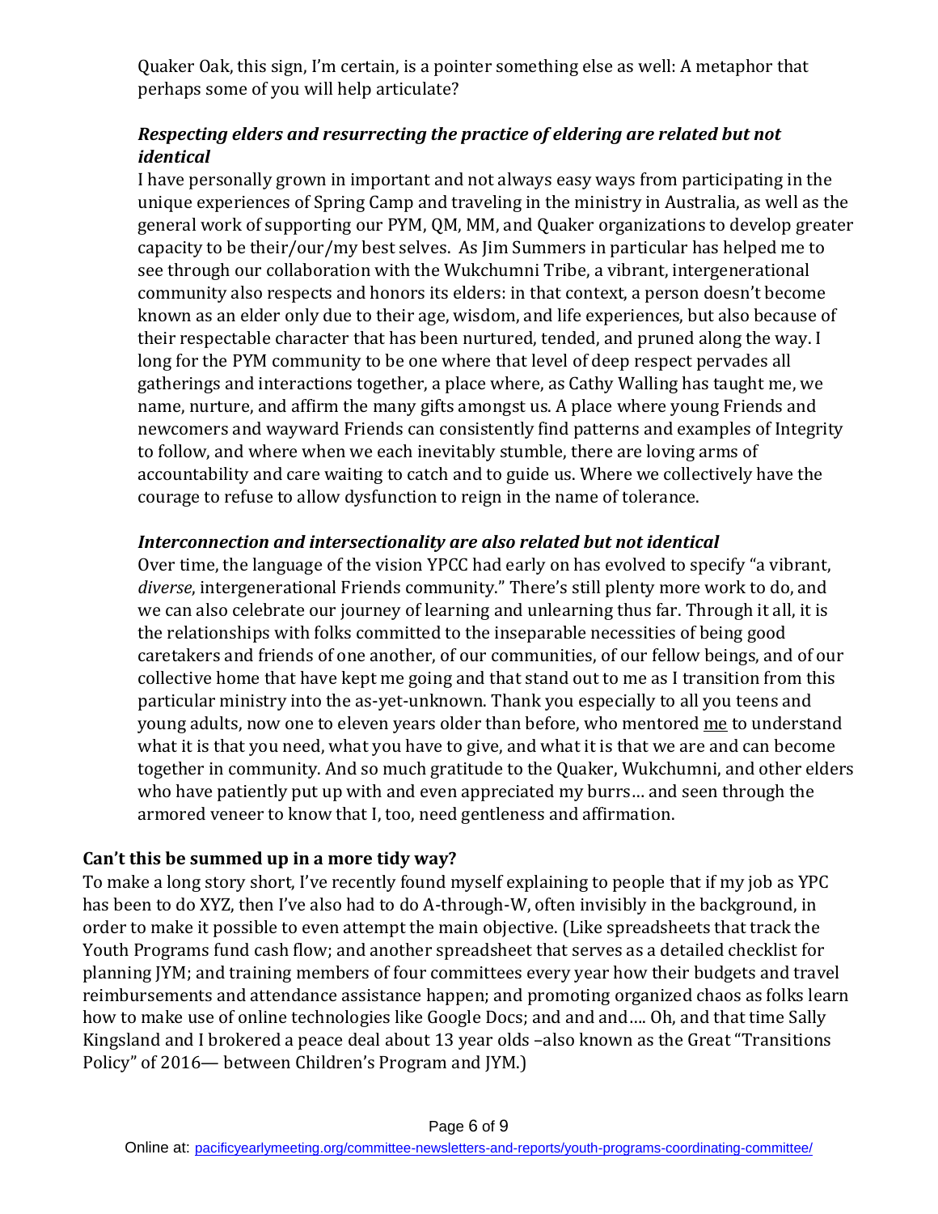Quaker Oak, this sign, I'm certain, is a pointer something else as well: A metaphor that perhaps some of you will help articulate?

***Respecting elders and resurrecting the practice of eldering are related but not identical***

I have personally grown in important and not always easy ways from participating in the unique experiences of Spring Camp and traveling in the ministry in Australia, as well as the general work of supporting our PYM, QM, MM, and Quaker organizations to develop greater capacity to be their/our/my best selves. As Jim Summers in particular has helped me to see through our collaboration with the Wukchumni Tribe, a vibrant, intergenerational community also respects and honors its elders: in that context, a person doesn't become known as an elder only due to their age, wisdom, and life experiences, but also because of their respectable character that has been nurtured, tended, and pruned along the way. I long for the PYM community to be one where that level of deep respect pervades all gatherings and interactions together, a place where, as Cathy Walling has taught me, we name, nurture, and affirm the many gifts amongst us. A place where young Friends and newcomers and wayward Friends can consistently find patterns and examples of Integrity to follow, and where when we each inevitably stumble, there are loving arms of accountability and care waiting to catch and to guide us. Where we collectively have the courage to refuse to allow dysfunction to reign in the name of tolerance.

***Interconnection and intersectionality are also related but not identical***

Over time, the language of the vision YPCC had early on has evolved to specify "a vibrant, *diverse*, intergenerational Friends community." There's still plenty more work to do, and we can also celebrate our journey of learning and unlearning thus far. Through it all, it is the relationships with folks committed to the inseparable necessities of being good caretakers and friends of one another, of our communities, of our fellow beings, and of our collective home that have kept me going and that stand out to me as I transition from this particular ministry into the as-yet-unknown. Thank you especially to all you teens and young adults, now one to eleven years older than before, who mentored me to understand what it is that you need, what you have to give, and what it is that we are and can become together in community. And so much gratitude to the Quaker, Wukchumni, and other elders who have patiently put up with and even appreciated my burrs… and seen through the armored veneer to know that I, too, need gentleness and affirmation.

**Can't this be summed up in a more tidy way?**

To make a long story short, I've recently found myself explaining to people that if my job as YPC has been to do XYZ, then I've also had to do A-through-W, often invisibly in the background, in order to make it possible to even attempt the main objective. (Like spreadsheets that track the Youth Programs fund cash flow; and another spreadsheet that serves as a detailed checklist for planning JYM; and training members of four committees every year how their budgets and travel reimbursements and attendance assistance happen; and promoting organized chaos as folks learn how to make use of online technologies like Google Docs; and and and…. Oh, and that time Sally Kingsland and I brokered a peace deal about 13 year olds –also known as the Great "Transitions Policy" of 2016— between Children's Program and JYM.)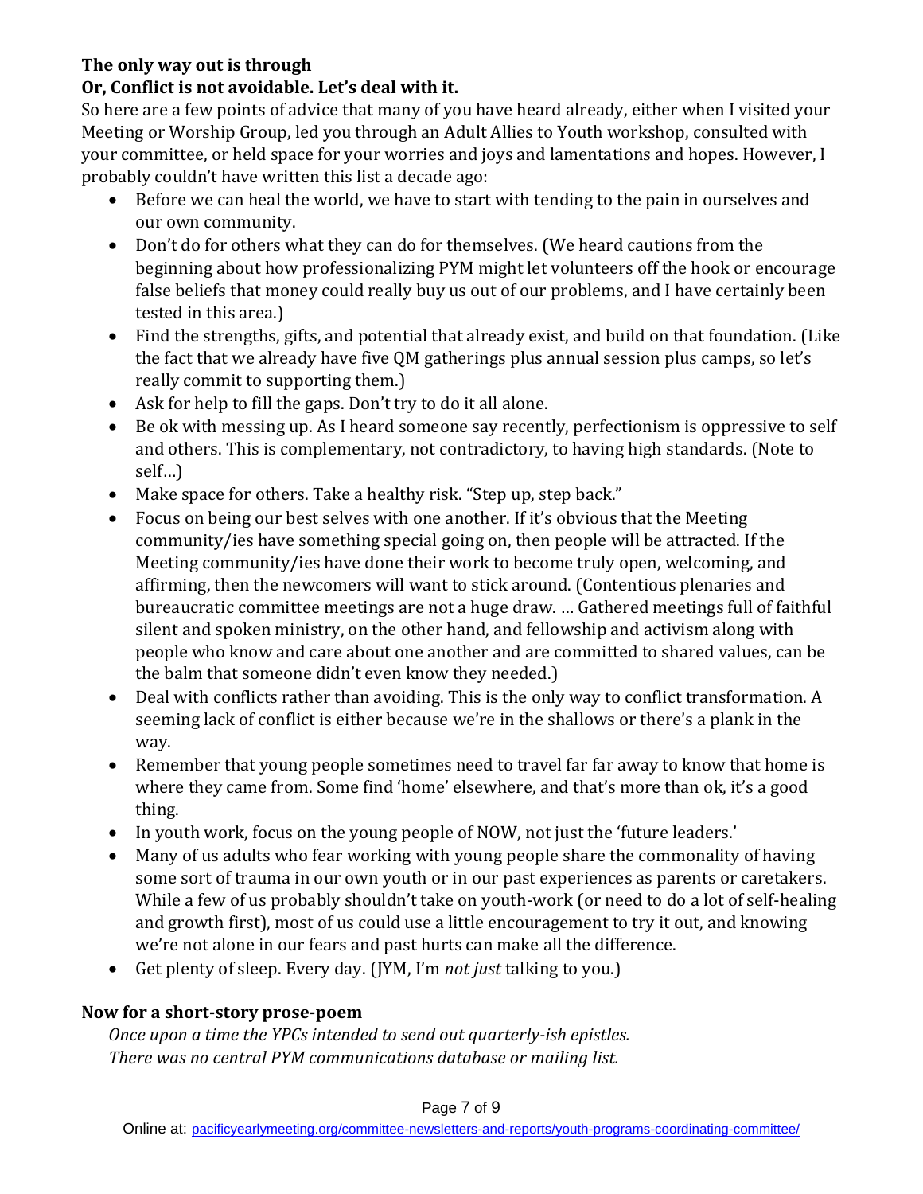**The only way out is through**

**Or, Conflict is not avoidable. Let's deal with it.**

So here are a few points of advice that many of you have heard already, either when I visited your Meeting or Worship Group, led you through an Adult Allies to Youth workshop, consulted with your committee, or held space for your worries and joys and lamentations and hopes. However, I probably couldn't have written this list a decade ago:

- Before we can heal the world, we have to start with tending to the pain in ourselves and our own community.
- Don't do for others what they can do for themselves. (We heard cautions from the beginning about how professionalizing PYM might let volunteers off the hook or encourage false beliefs that money could really buy us out of our problems, and I have certainly been tested in this area.)
- Find the strengths, gifts, and potential that already exist, and build on that foundation. (Like the fact that we already have five QM gatherings plus annual session plus camps, so let's really commit to supporting them.)
- Ask for help to fill the gaps. Don't try to do it all alone.
- Be ok with messing up. As I heard someone say recently, perfectionism is oppressive to self and others. This is complementary, not contradictory, to having high standards. (Note to self…)
- Make space for others. Take a healthy risk. "Step up, step back."
- Focus on being our best selves with one another. If it's obvious that the Meeting community/ies have something special going on, then people will be attracted. If the Meeting community/ies have done their work to become truly open, welcoming, and affirming, then the newcomers will want to stick around. (Contentious plenaries and bureaucratic committee meetings are not a huge draw. … Gathered meetings full of faithful silent and spoken ministry, on the other hand, and fellowship and activism along with people who know and care about one another and are committed to shared values, can be the balm that someone didn't even know they needed.)
- Deal with conflicts rather than avoiding. This is the only way to conflict transformation. A seeming lack of conflict is either because we're in the shallows or there's a plank in the way.
- Remember that young people sometimes need to travel far far away to know that home is where they came from. Some find 'home' elsewhere, and that's more than ok, it's a good thing.
- In youth work, focus on the young people of NOW, not just the 'future leaders.'
- Many of us adults who fear working with young people share the commonality of having some sort of trauma in our own youth or in our past experiences as parents or caretakers. While a few of us probably shouldn't take on youth-work (or need to do a lot of self-healing and growth first), most of us could use a little encouragement to try it out, and knowing we're not alone in our fears and past hurts can make all the difference.
- Get plenty of sleep. Every day. (JYM, I'm *not just* talking to you.)

**Now for a short-story prose-poem**

*Once upon a time the YPCs intended to send out quarterly-ish epistles.*
*There was no central PYM communications database or mailing list.*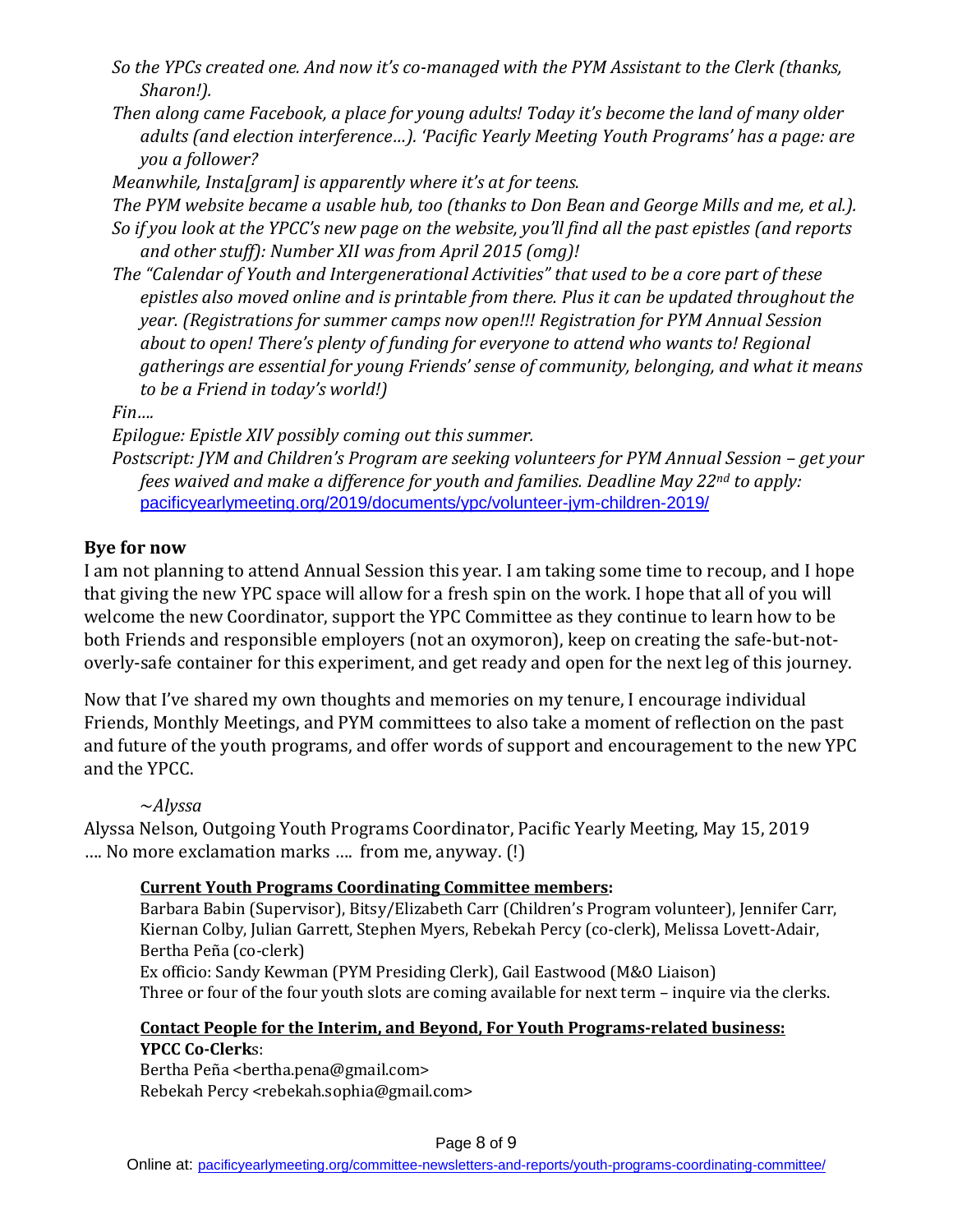*So the YPCs created one. And now it's co-managed with the PYM Assistant to the Clerk (thanks, Sharon!).*

*Then along came Facebook, a place for young adults! Today it's become the land of many older adults (and election interference…). 'Pacific Yearly Meeting Youth Programs' has a page: are you a follower?*

*Meanwhile, Insta[gram] is apparently where it's at for teens.*

*The PYM website became a usable hub, too (thanks to Don Bean and George Mills and me, et al.).*

*So if you look at the YPCC's new page on the website, you'll find all the past epistles (and reports and other stuff): Number XII was from April 2015 (omg)!*

*The "Calendar of Youth and Intergenerational Activities" that used to be a core part of these epistles also moved online and is printable from there. Plus it can be updated throughout the year. (Registrations for summer camps now open!!! Registration for PYM Annual Session about to open! There's plenty of funding for everyone to attend who wants to! Regional gatherings are essential for young Friends' sense of community, belonging, and what it means to be a Friend in today's world!)*

*Fin….*

*Epilogue: Epistle XIV possibly coming out this summer.*

*Postscript: JYM and Children's Program are seeking volunteers for PYM Annual Session – get your fees waived and make a difference for youth and families. Deadline May 22nd to apply:* pacificyearlymeeting.org/2019/documents/ypc/volunteer-jym-children-2019/

## Bye for now

I am not planning to attend Annual Session this year. I am taking some time to recoup, and I hope that giving the new YPC space will allow for a fresh spin on the work. I hope that all of you will welcome the new Coordinator, support the YPC Committee as they continue to learn how to be both Friends and responsible employers (not an oxymoron), keep on creating the safe-but-not-overly-safe container for this experiment, and get ready and open for the next leg of this journey.

Now that I've shared my own thoughts and memories on my tenure, I encourage individual Friends, Monthly Meetings, and PYM committees to also take a moment of reflection on the past and future of the youth programs, and offer words of support and encouragement to the new YPC and the YPCC.

~*Alyssa*

Alyssa Nelson, Outgoing Youth Programs Coordinator, Pacific Yearly Meeting, May 15, 2019
…. No more exclamation marks …. from me, anyway. (!)

**Current Youth Programs Coordinating Committee members:**

Barbara Babin (Supervisor), Bitsy/Elizabeth Carr (Children's Program volunteer), Jennifer Carr, Kiernan Colby, Julian Garrett, Stephen Myers, Rebekah Percy (co-clerk), Melissa Lovett-Adair, Bertha Peña (co-clerk)
Ex officio: Sandy Kewman (PYM Presiding Clerk), Gail Eastwood (M&O Liaison)
Three or four of the four youth slots are coming available for next term – inquire via the clerks.

**Contact People for the Interim, and Beyond, For Youth Programs-related business:**

**YPCC Co-Clerks**:
Bertha Peña <bertha.pena@gmail.com>
Rebekah Percy <rebekah.sophia@gmail.com>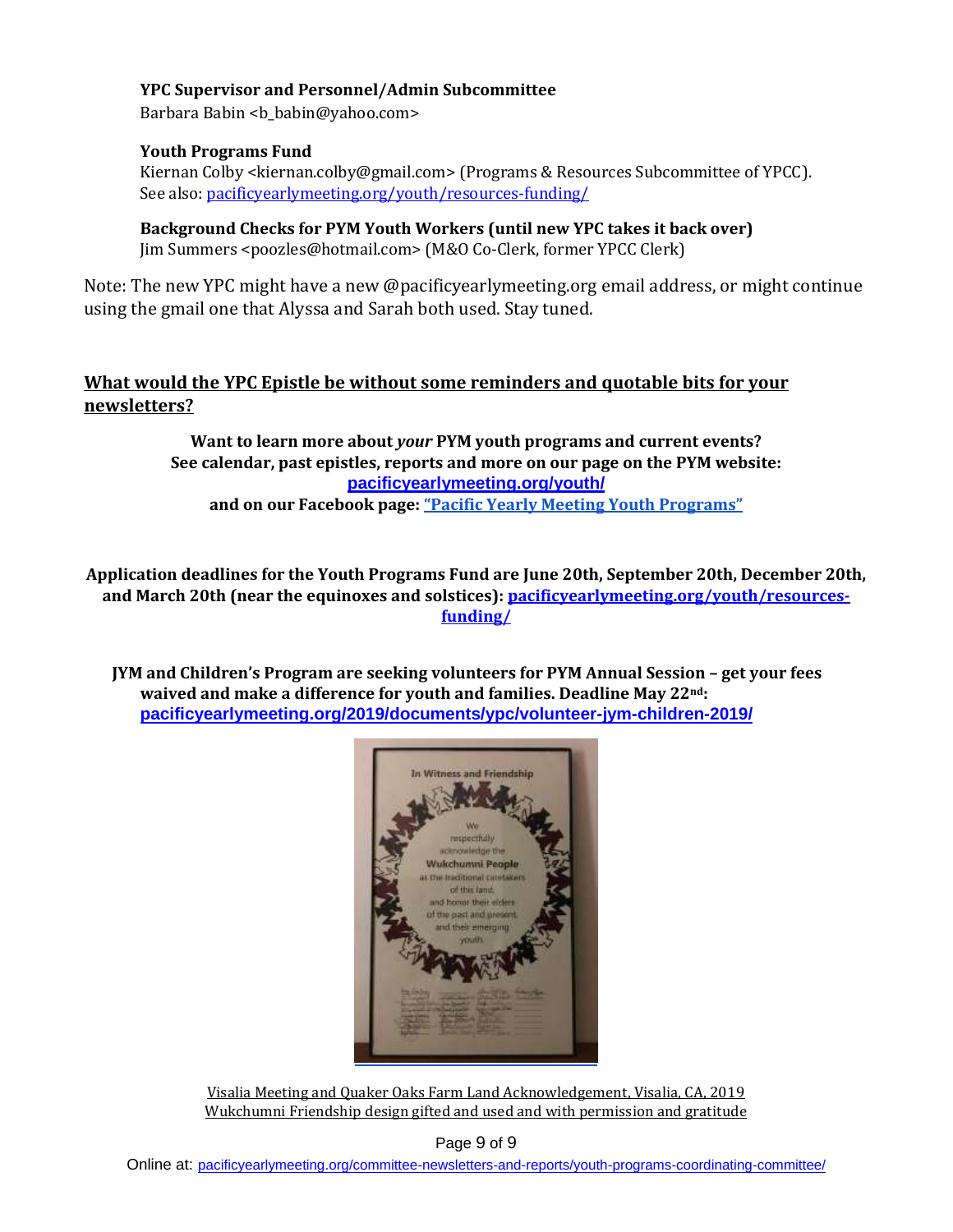**YPC Supervisor and Personnel/Admin Subcommittee**
Barbara Babin <b_babin@yahoo.com>

**Youth Programs Fund**
Kiernan Colby <kiernan.colby@gmail.com> (Programs & Resources Subcommittee of YPCC). See also: pacificyearlymeeting.org/youth/resources-funding/

**Background Checks for PYM Youth Workers (until new YPC takes it back over)**
Jim Summers <poozles@hotmail.com> (M&O Co-Clerk, former YPCC Clerk)

Note: The new YPC might have a new @pacificyearlymeeting.org email address, or might continue using the gmail one that Alyssa and Sarah both used. Stay tuned.

## What would the YPC Epistle be without some reminders and quotable bits for your newsletters?

**Want to learn more about *your* PYM youth programs and current events? See calendar, past epistles, reports and more on our page on the PYM website: pacificyearlymeeting.org/youth/ and on our Facebook page: "Pacific Yearly Meeting Youth Programs"**

**Application deadlines for the Youth Programs Fund are June 20th, September 20th, December 20th, and March 20th (near the equinoxes and solstices): pacificyearlymeeting.org/youth/resources-funding/**

**JYM and Children's Program are seeking volunteers for PYM Annual Session – get your fees waived and make a difference for youth and families. Deadline May 22nd: pacificyearlymeeting.org/2019/documents/ypc/volunteer-jym-children-2019/**

Visalia Meeting and Quaker Oaks Farm Land Acknowledgement, Visalia, CA, 2019
Wukchumni Friendship design gifted and used and with permission and gratitude

Online at: pacificyearlymeeting.org/committee-newsletters-and-reports/youth-programs-coordinating-committee/